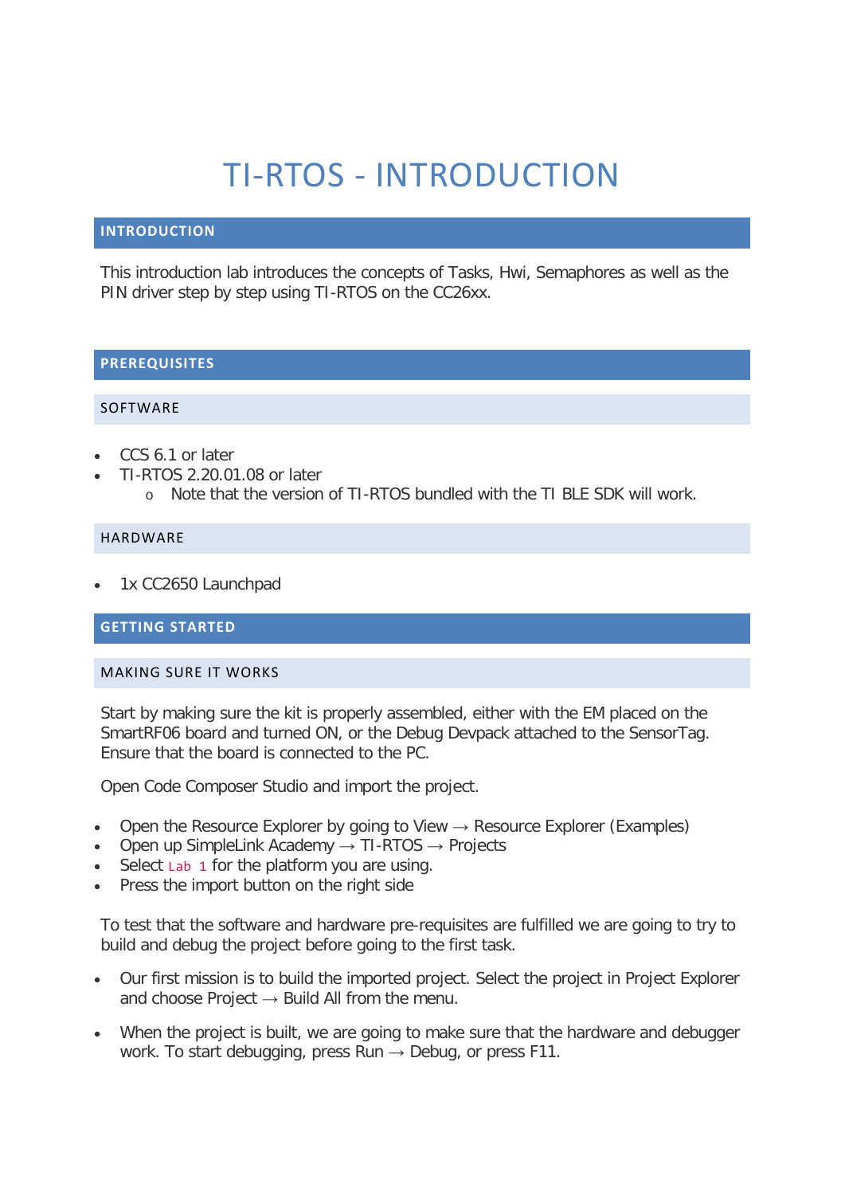# TI-RTOS - INTRODUCTION

## INTRODUCTION

This introduction lab introduces the concepts of Tasks, Hwi, Semaphores as well as the PIN driver step by step using TI-RTOS on the CC26xx.

## PREREQUISITES

### SOFTWARE

- CCS 6.1 or later
- TI-RTOS 2.20.01.08 or later
  - Note that the version of TI-RTOS bundled with the TI BLE SDK will work.

### HARDWARE

- 1x CC2650 Launchpad

## GETTING STARTED

### MAKING SURE IT WORKS

Start by making sure the kit is properly assembled, either with the EM placed on the SmartRF06 board and turned ON, or the Debug Devpack attached to the SensorTag. Ensure that the board is connected to the PC.

Open Code Composer Studio and import the project.

- Open the Resource Explorer by going to View → Resource Explorer (Examples)
- Open up SimpleLink Academy → TI-RTOS → Projects
- Select `Lab 1` for the platform you are using.
- Press the import button on the right side

To test that the software and hardware pre-requisites are fulfilled we are going to try to build and debug the project before going to the first task.

- Our first mission is to build the imported project. Select the project in Project Explorer and choose Project → Build All from the menu.

- When the project is built, we are going to make sure that the hardware and debugger work. To start debugging, press Run → Debug, or press F11.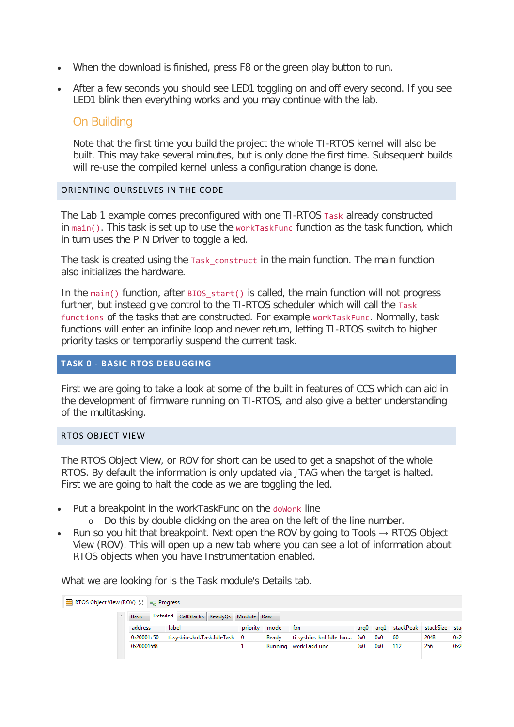- When the download is finished, press F8 or the green play button to run.
- After a few seconds you should see LED1 toggling on and off every second. If you see LED1 blink then everything works and you may continue with the lab.

### On Building

Note that the first time you build the project the whole TI-RTOS kernel will also be built. This may take several minutes, but is only done the first time. Subsequent builds will re-use the compiled kernel unless a configuration change is done.

## ORIENTING OURSELVES IN THE CODE

The Lab 1 example comes preconfigured with one TI-RTOS `Task` already constructed in `main()`. This task is set up to use the `workTaskFunc` function as the task function, which in turn uses the PIN Driver to toggle a led.

The task is created using the `Task_construct` in the main function. The main function also initializes the hardware.

In the `main()` function, after `BIOS_start()` is called, the main function will not progress further, but instead give control to the TI-RTOS scheduler which will call the `Task functions` of the tasks that are constructed. For example `workTaskFunc`. Normally, task functions will enter an infinite loop and never return, letting TI-RTOS switch to higher priority tasks or temporarliy suspend the current task.

## TASK 0 - BASIC RTOS DEBUGGING

First we are going to take a look at some of the built in features of CCS which can aid in the development of firmware running on TI-RTOS, and also give a better understanding of the multitasking.

## RTOS OBJECT VIEW

The RTOS Object View, or ROV for short can be used to get a snapshot of the whole RTOS. By default the information is only updated via JTAG when the target is halted. First we are going to halt the code as we are toggling the led.

- Put a breakpoint in the workTaskFunc on the `doWork` line
  - Do this by double clicking on the area on the left of the line number.
- Run so you hit that breakpoint. Next open the ROV by going to Tools → RTOS Object View (ROV). This will open up a new tab where you can see a lot of information about RTOS objects when you have Instrumentation enabled.

What we are looking for is the Task module's Details tab.

RTOS Object View (ROV) | Progress

Basic | Detailed | CallStacks | ReadyQs | Module | Raw

| address | label | priority | mode | fxn | arg0 | arg1 | stackPeak | stackSize | sta |
|---|---|---|---|---|---|---|---|---|---|
| 0x20001c50 | ti.sysbios.knl.Task.IdleTask | 0 | Ready | ti_sysbios_knl_Idle_loo... | 0x0 | 0x0 | 60 | 2048 | 0x2 |
| 0x200015f8 | | 1 | Running | workTaskFunc | 0x0 | 0x0 | 112 | 256 | 0x2 |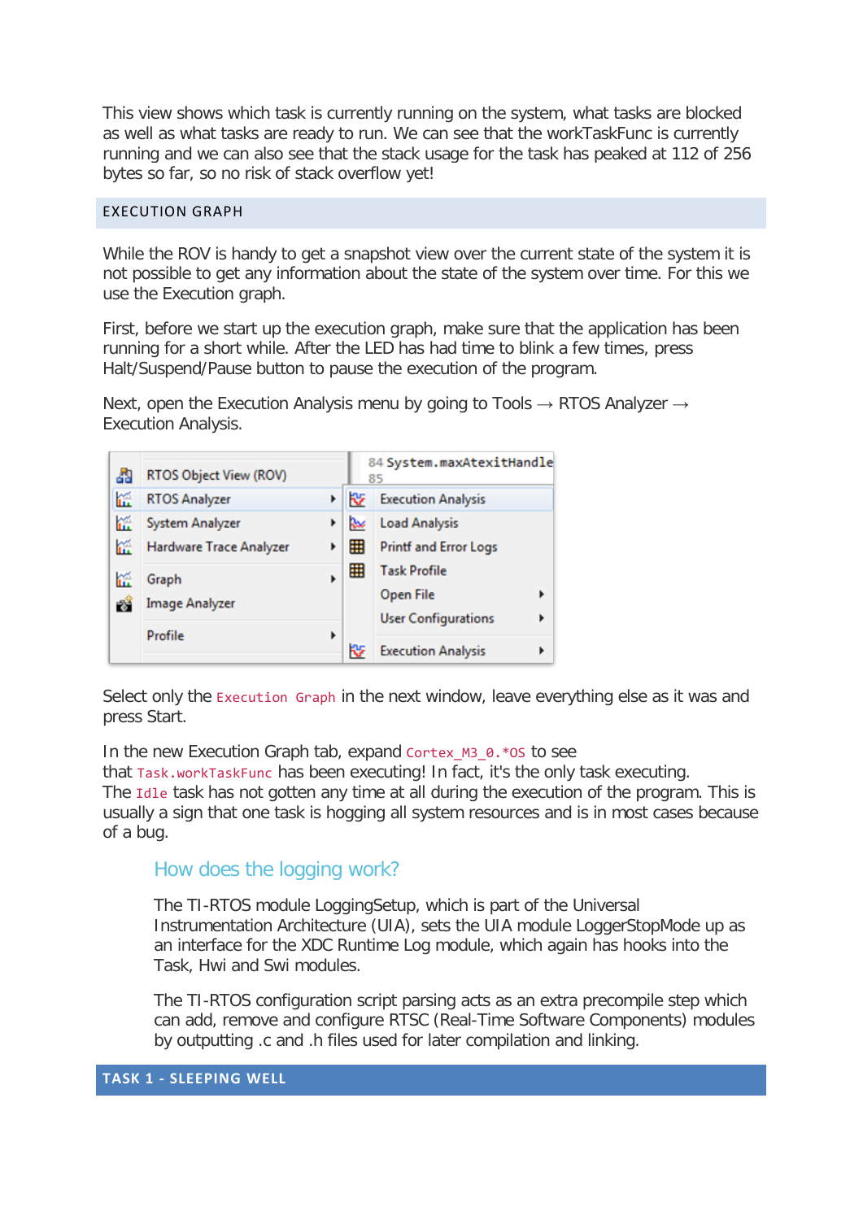This view shows which task is currently running on the system, what tasks are blocked as well as what tasks are ready to run. We can see that the workTaskFunc is currently running and we can also see that the stack usage for the task has peaked at 112 of 256 bytes so far, so no risk of stack overflow yet!

## EXECUTION GRAPH

While the ROV is handy to get a snapshot view over the current state of the system it is not possible to get any information about the state of the system over time. For this we use the Execution graph.

First, before we start up the execution graph, make sure that the application has been running for a short while. After the LED has had time to blink a few times, press Halt/Suspend/Pause button to pause the execution of the program.

Next, open the Execution Analysis menu by going to Tools → RTOS Analyzer → Execution Analysis.

Select only the `Execution Graph` in the next window, leave everything else as it was and press Start.

In the new Execution Graph tab, expand `Cortex_M3_0.*OS` to see that `Task.workTaskFunc` has been executing! In fact, it's the only task executing. The `Idle` task has not gotten any time at all during the execution of the program. This is usually a sign that one task is hogging all system resources and is in most cases because of a bug.

### How does the logging work?

The TI-RTOS module LoggingSetup, which is part of the Universal Instrumentation Architecture (UIA), sets the UIA module LoggerStopMode up as an interface for the XDC Runtime Log module, which again has hooks into the Task, Hwi and Swi modules.

The TI-RTOS configuration script parsing acts as an extra precompile step which can add, remove and configure RTSC (Real-Time Software Components) modules by outputting .c and .h files used for later compilation and linking.

## TASK 1 - SLEEPING WELL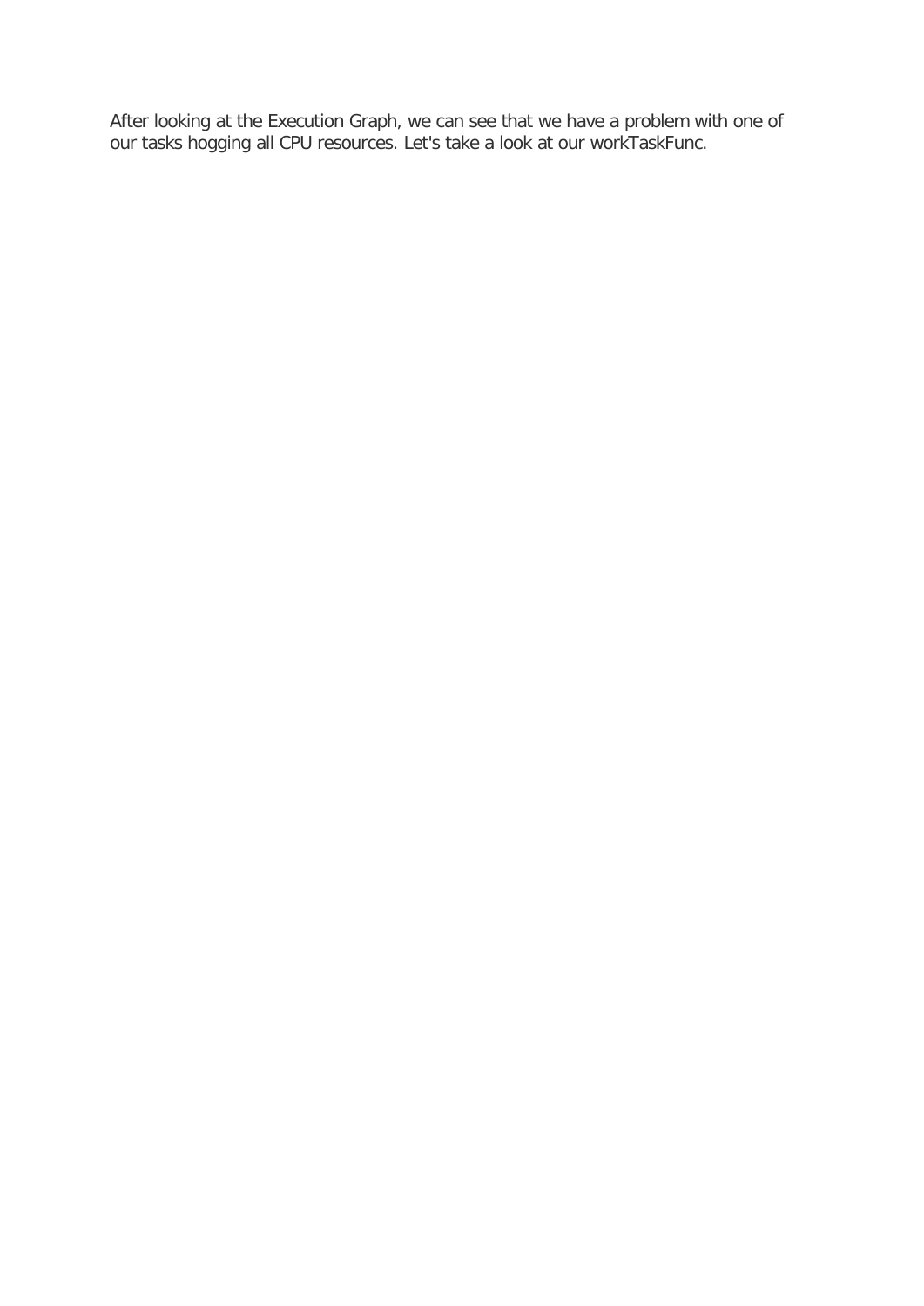After looking at the Execution Graph, we can see that we have a problem with one of our tasks hogging all CPU resources. Let's take a look at our workTaskFunc.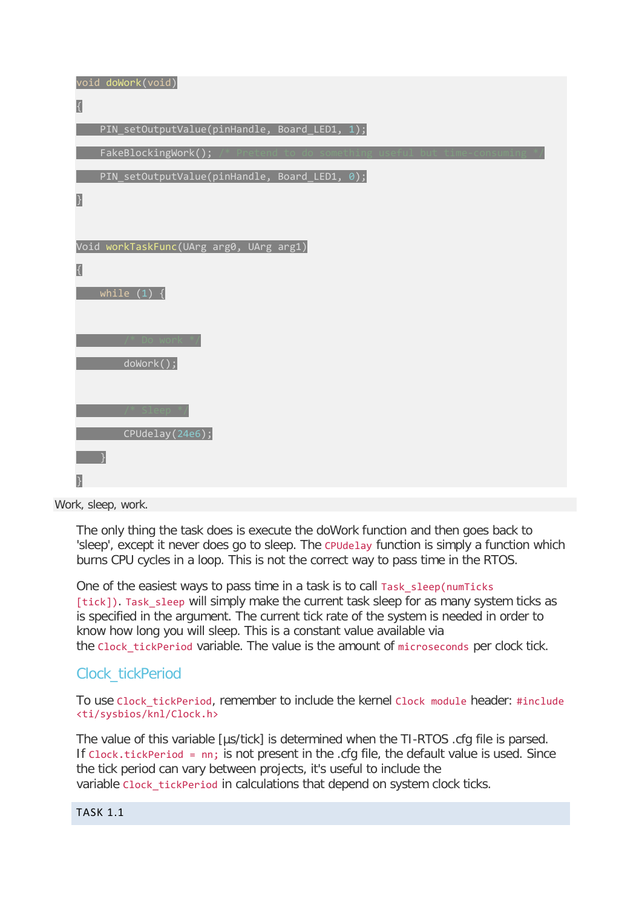```c
void doWork(void)
{
    PIN_setOutputValue(pinHandle, Board_LED1, 1);
    FakeBlockingWork(); /* Pretend to do something useful but time-consuming */
    PIN_setOutputValue(pinHandle, Board_LED1, 0);
}

Void workTaskFunc(UArg arg0, UArg arg1)
{
    while (1) {

        /* Do work */
        doWork();

        /* Sleep */
        CPUdelay(24e6);
    }
}
```

Work, sleep, work.

The only thing the task does is execute the doWork function and then goes back to 'sleep', except it never does go to sleep. The `CPUdelay` function is simply a function which burns CPU cycles in a loop. This is not the correct way to pass time in the RTOS.

One of the easiest ways to pass time in a task is to call `Task_sleep(numTicks [tick])`. `Task_sleep` will simply make the current task sleep for as many system ticks as is specified in the argument. The current tick rate of the system is needed in order to know how long you will sleep. This is a constant value available via the `Clock_tickPeriod` variable. The value is the amount of `microseconds` per clock tick.

## Clock_tickPeriod

To use `Clock_tickPeriod`, remember to include the kernel `Clock module` header: `#include <ti/sysbios/knl/Clock.h>`

The value of this variable [µs/tick] is determined when the TI-RTOS .cfg file is parsed. If `Clock.tickPeriod = nn;` is not present in the .cfg file, the default value is used. Since the tick period can vary between projects, it's useful to include the variable `Clock_tickPeriod` in calculations that depend on system clock ticks.

TASK 1.1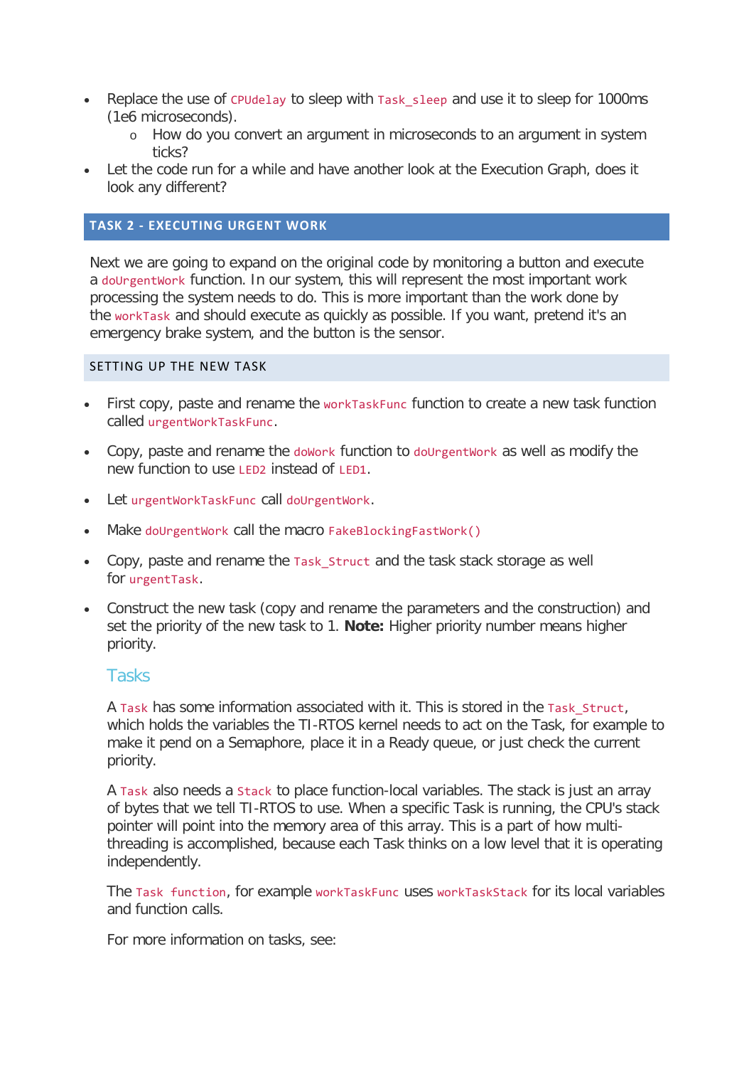- Replace the use of `CPUdelay` to sleep with `Task_sleep` and use it to sleep for 1000ms (1e6 microseconds).
  - How do you convert an argument in microseconds to an argument in system ticks?
- Let the code run for a while and have another look at the Execution Graph, does it look any different?

## TASK 2 - EXECUTING URGENT WORK

Next we are going to expand on the original code by monitoring a button and execute a `doUrgentWork` function. In our system, this will represent the most important work processing the system needs to do. This is more important than the work done by the `workTask` and should execute as quickly as possible. If you want, pretend it's an emergency brake system, and the button is the sensor.

### SETTING UP THE NEW TASK

- First copy, paste and rename the `workTaskFunc` function to create a new task function called `urgentWorkTaskFunc`.
- Copy, paste and rename the `doWork` function to `doUrgentWork` as well as modify the new function to use `LED2` instead of `LED1`.
- Let `urgentWorkTaskFunc` call `doUrgentWork`.
- Make `doUrgentWork` call the macro `FakeBlockingFastWork()`
- Copy, paste and rename the `Task_Struct` and the task stack storage as well for `urgentTask`.
- Construct the new task (copy and rename the parameters and the construction) and set the priority of the new task to 1. **Note:** Higher priority number means higher priority.

#### Tasks

A `Task` has some information associated with it. This is stored in the `Task_Struct`, which holds the variables the TI-RTOS kernel needs to act on the Task, for example to make it pend on a Semaphore, place it in a Ready queue, or just check the current priority.

A `Task` also needs a `Stack` to place function-local variables. The stack is just an array of bytes that we tell TI-RTOS to use. When a specific Task is running, the CPU's stack pointer will point into the memory area of this array. This is a part of how multi-threading is accomplished, because each Task thinks on a low level that it is operating independently.

The `Task function`, for example `workTaskFunc` uses `workTaskStack` for its local variables and function calls.

For more information on tasks, see: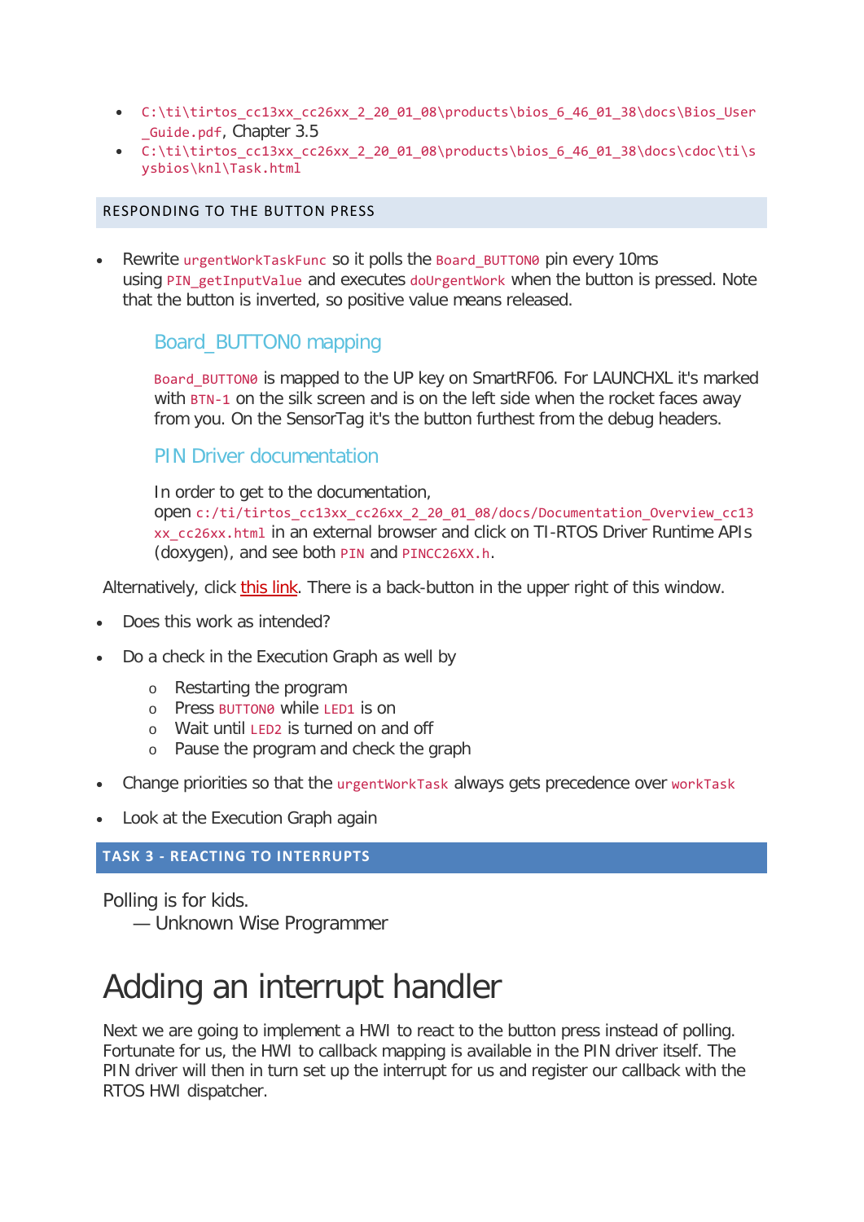- `C:\ti\tirtos_cc13xx_cc26xx_2_20_01_08\products\bios_6_46_01_38\docs\Bios_User_Guide.pdf`, Chapter 3.5
- `C:\ti\tirtos_cc13xx_cc26xx_2_20_01_08\products\bios_6_46_01_38\docs\cdoc\ti\sysbios\knl\Task.html`

### RESPONDING TO THE BUTTON PRESS

- Rewrite `urgentWorkTaskFunc` so it polls the `Board_BUTTON0` pin every 10ms using `PIN_getInputValue` and executes `doUrgentWork` when the button is pressed. Note that the button is inverted, so positive value means released.

#### Board_BUTTON0 mapping

`Board_BUTTON0` is mapped to the UP key on SmartRF06. For LAUNCHXL it's marked with `BTN-1` on the silk screen and is on the left side when the rocket faces away from you. On the SensorTag it's the button furthest from the debug headers.

#### PIN Driver documentation

In order to get to the documentation, open `c:/ti/tirtos_cc13xx_cc26xx_2_20_01_08/docs/Documentation_Overview_cc13xx_cc26xx.html` in an external browser and click on TI-RTOS Driver Runtime APIs (doxygen), and see both `PIN` and `PINCC26XX.h`.

Alternatively, click this link. There is a back-button in the upper right of this window.

- Does this work as intended?
- Do a check in the Execution Graph as well by
  - Restarting the program
  - Press `BUTTON0` while `LED1` is on
  - Wait until `LED2` is turned on and off
  - Pause the program and check the graph
- Change priorities so that the `urgentWorkTask` always gets precedence over `workTask`
- Look at the Execution Graph again

### TASK 3 - REACTING TO INTERRUPTS

Polling is for kids.
— Unknown Wise Programmer

# Adding an interrupt handler

Next we are going to implement a HWI to react to the button press instead of polling. Fortunate for us, the HWI to callback mapping is available in the PIN driver itself. The PIN driver will then in turn set up the interrupt for us and register our callback with the RTOS HWI dispatcher.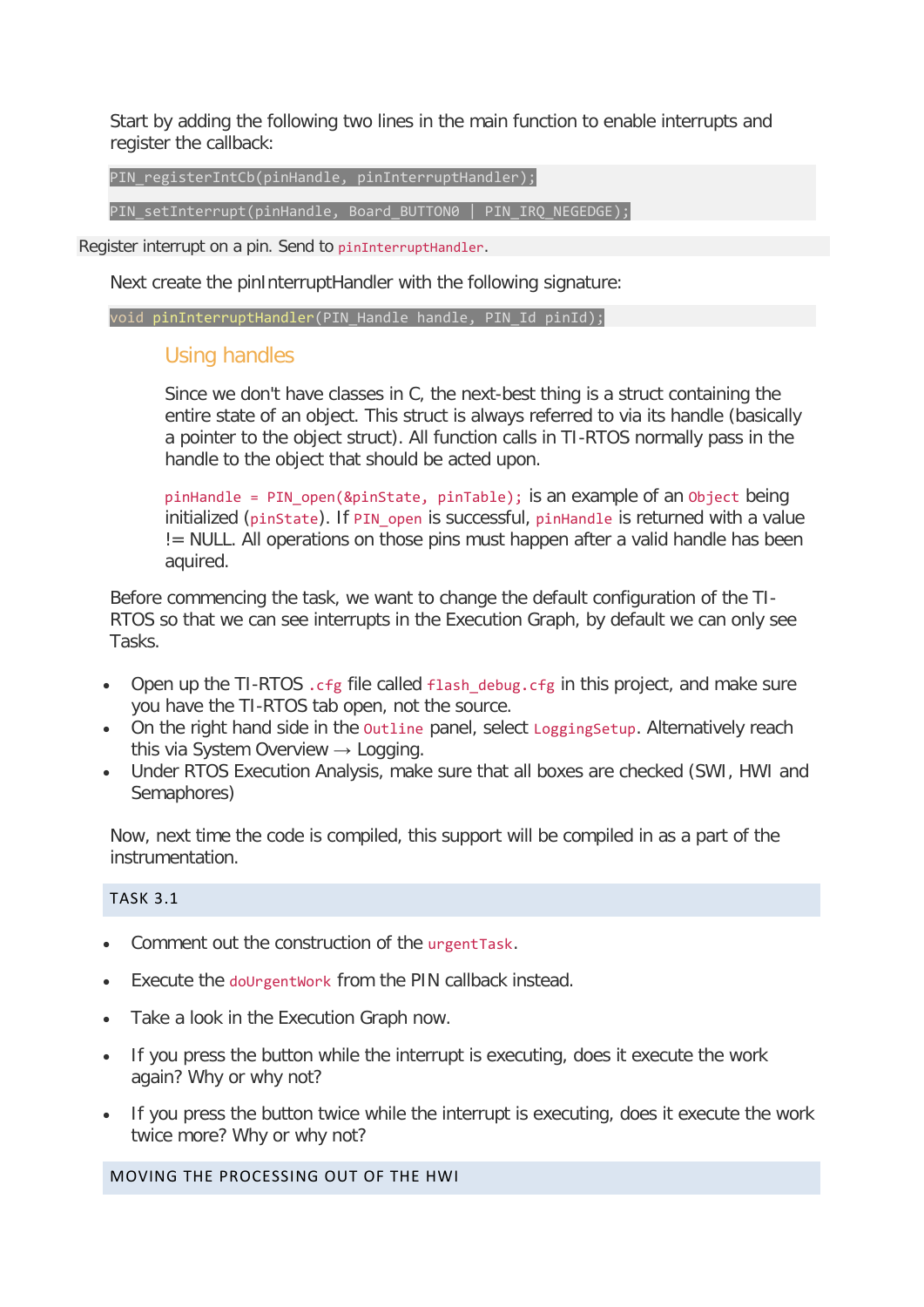Start by adding the following two lines in the main function to enable interrupts and register the callback:

```
PIN_registerIntCb(pinHandle, pinInterruptHandler);

PIN_setInterrupt(pinHandle, Board_BUTTON0 | PIN_IRQ_NEGEDGE);
```

Register interrupt on a pin. Send to `pinInterruptHandler`.

Next create the pinInterruptHandler with the following signature:

```
void pinInterruptHandler(PIN_Handle handle, PIN_Id pinId);
```

### Using handles

Since we don't have classes in C, the next-best thing is a struct containing the entire state of an object. This struct is always referred to via its handle (basically a pointer to the object struct). All function calls in TI-RTOS normally pass in the handle to the object that should be acted upon.

`pinHandle = PIN_open(&pinState, pinTable);` is an example of an `Object` being initialized (`pinState`). If `PIN_open` is successful, `pinHandle` is returned with a value != NULL. All operations on those pins must happen after a valid handle has been aquired.

Before commencing the task, we want to change the default configuration of the TI-RTOS so that we can see interrupts in the Execution Graph, by default we can only see Tasks.

- Open up the TI-RTOS `.cfg` file called `flash_debug.cfg` in this project, and make sure you have the TI-RTOS tab open, not the source.
- On the right hand side in the `Outline` panel, select `LoggingSetup`. Alternatively reach this via System Overview → Logging.
- Under RTOS Execution Analysis, make sure that all boxes are checked (SWI, HWI and Semaphores)

Now, next time the code is compiled, this support will be compiled in as a part of the instrumentation.

## TASK 3.1

- Comment out the construction of the `urgentTask`.
- Execute the `doUrgentWork` from the PIN callback instead.
- Take a look in the Execution Graph now.
- If you press the button while the interrupt is executing, does it execute the work again? Why or why not?
- If you press the button twice while the interrupt is executing, does it execute the work twice more? Why or why not?

## MOVING THE PROCESSING OUT OF THE HWI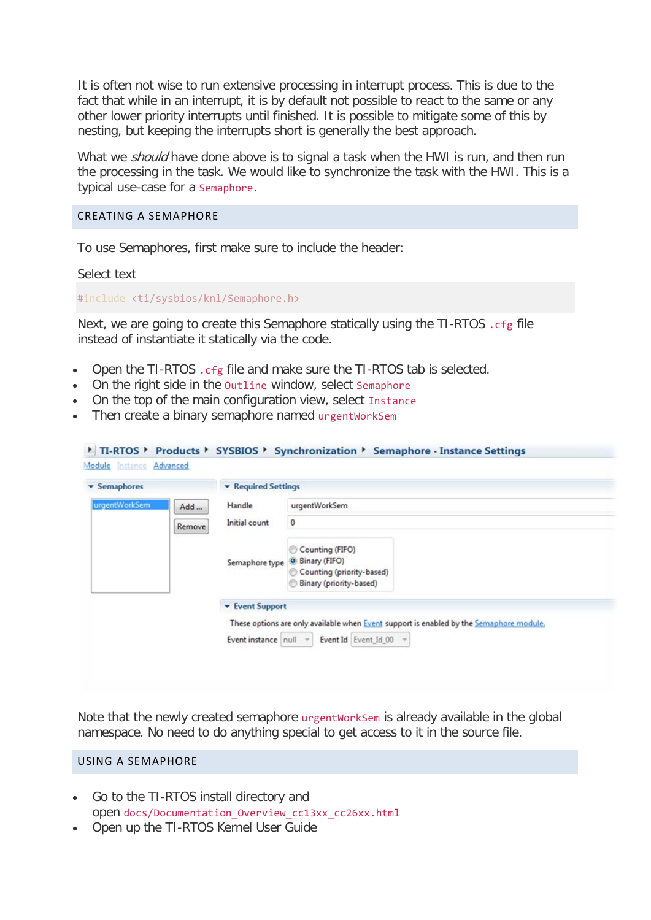It is often not wise to run extensive processing in interrupt process. This is due to the fact that while in an interrupt, it is by default not possible to react to the same or any other lower priority interrupts until finished. It is possible to mitigate some of this by nesting, but keeping the interrupts short is generally the best approach.

What we *should* have done above is to signal a task when the HWI is run, and then run the processing in the task. We would like to synchronize the task with the HWI. This is a typical use-case for a `Semaphore`.

## CREATING A SEMAPHORE

To use Semaphores, first make sure to include the header:

Select text

```
#include <ti/sysbios/knl/Semaphore.h>
```

Next, we are going to create this Semaphore statically using the TI-RTOS `.cfg` file instead of instantiate it statically via the code.

- Open the TI-RTOS `.cfg` file and make sure the TI-RTOS tab is selected.
- On the right side in the `Outline` window, select `Semaphore`
- On the top of the main configuration view, select `Instance`
- Then create a binary semaphore named `urgentWorkSem`

Note that the newly created semaphore `urgentWorkSem` is already available in the global namespace. No need to do anything special to get access to it in the source file.

## USING A SEMAPHORE

- Go to the TI-RTOS install directory and open `docs/Documentation_Overview_cc13xx_cc26xx.html`
- Open up the TI-RTOS Kernel User Guide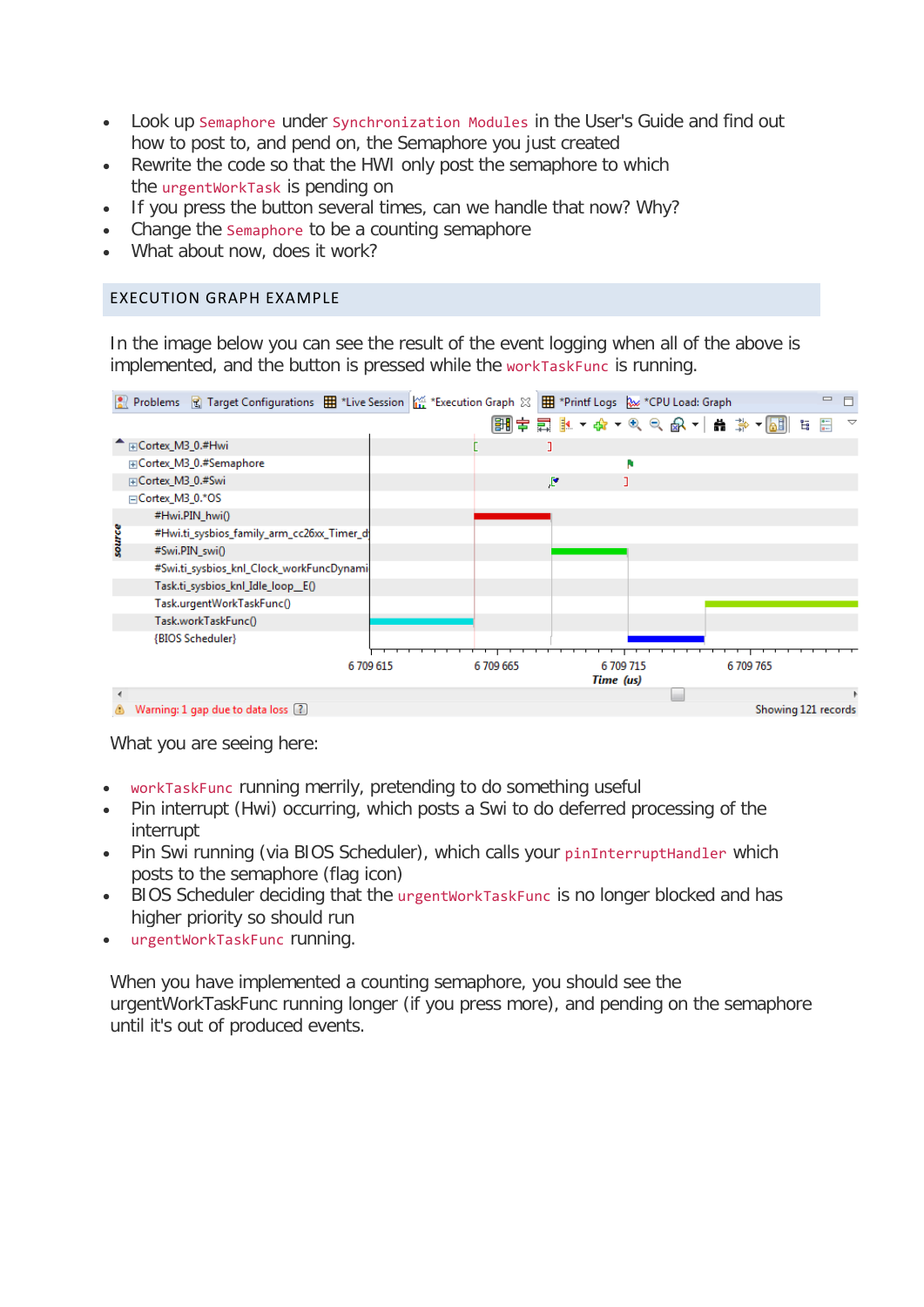- Look up `Semaphore` under `Synchronization Modules` in the User's Guide and find out how to post to, and pend on, the Semaphore you just created
- Rewrite the code so that the HWI only post the semaphore to which the `urgentWorkTask` is pending on
- If you press the button several times, can we handle that now? Why?
- Change the `Semaphore` to be a counting semaphore
- What about now, does it work?

## EXECUTION GRAPH EXAMPLE

In the image below you can see the result of the event logging when all of the above is implemented, and the button is pressed while the `workTaskFunc` is running.

What you are seeing here:

- `workTaskFunc` running merrily, pretending to do something useful
- Pin interrupt (Hwi) occurring, which posts a Swi to do deferred processing of the interrupt
- Pin Swi running (via BIOS Scheduler), which calls your `pinInterruptHandler` which posts to the semaphore (flag icon)
- BIOS Scheduler deciding that the `urgentWorkTaskFunc` is no longer blocked and has higher priority so should run
- `urgentWorkTaskFunc` running.

When you have implemented a counting semaphore, you should see the urgentWorkTaskFunc running longer (if you press more), and pending on the semaphore until it's out of produced events.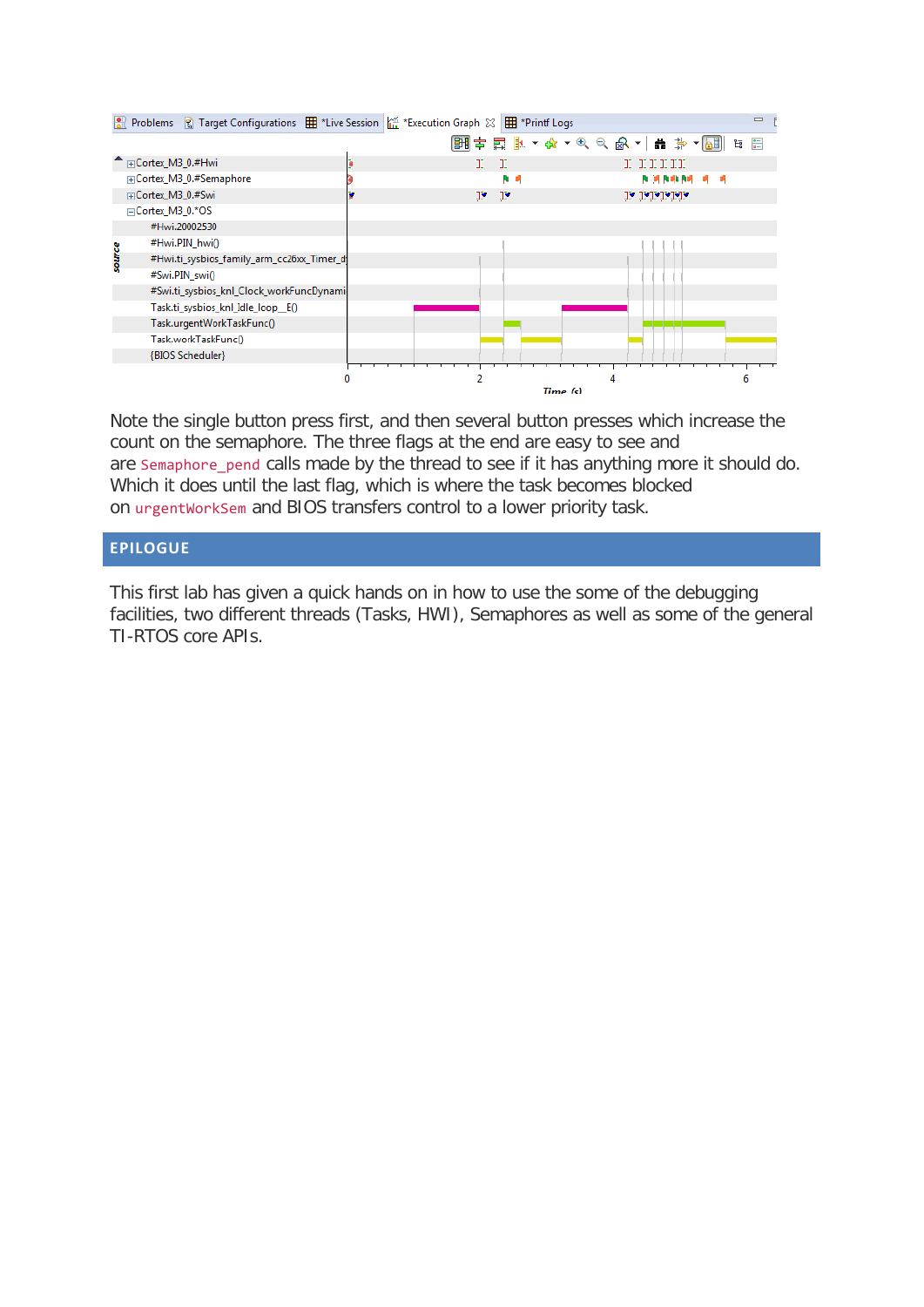Problems Target Configurations *Live Session *Execution Graph *Printf Logs

Cortex_M3_0.#Hwi
Cortex_M3_0.#Semaphore
Cortex_M3_0.#Swi
Cortex_M3_0.*OS
#Hwi.20002530
#Hwi.PIN_hwi()
#Hwi.ti_sysbios_family_arm_cc26xx_Timer_d
#Swi.PIN_swi()
#Swi.ti_sysbios_knl_Clock_workFuncDynami
Task.ti_sysbios_knl_Idle_loop__E()
Task.urgentWorkTaskFunc()
Task.workTaskFunc()
{BIOS Scheduler}

Source

0 2 4 6

Time (s)

Note the single button press first, and then several button presses which increase the count on the semaphore. The three flags at the end are easy to see and are `Semaphore_pend` calls made by the thread to see if it has anything more it should do. Which it does until the last flag, which is where the task becomes blocked on `urgentWorkSem` and BIOS transfers control to a lower priority task.

## EPILOGUE

This first lab has given a quick hands on in how to use the some of the debugging facilities, two different threads (Tasks, HWI), Semaphores as well as some of the general TI-RTOS core APIs.